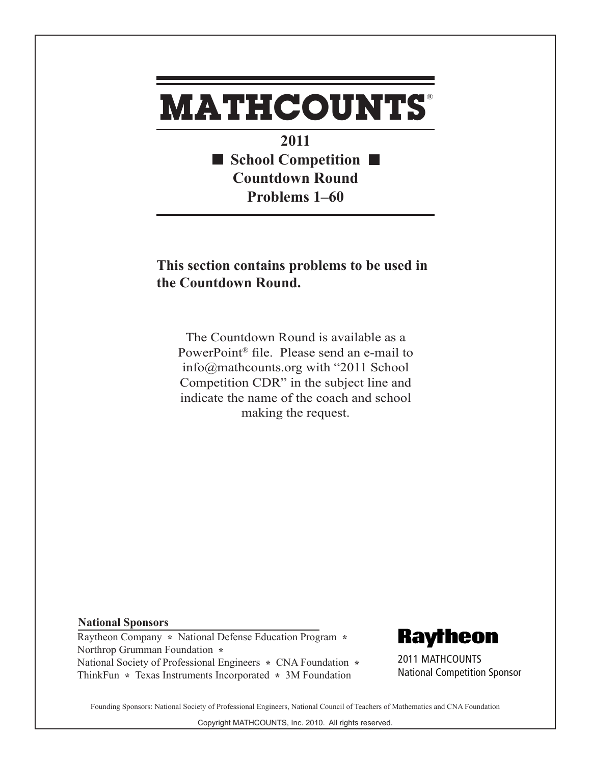# MATHCOUNTS®

## 2011
## ■ School Competition ■
## Countdown Round
## Problems 1–60

**This section contains problems to be used in the Countdown Round.**

The Countdown Round is available as a PowerPoint® file. Please send an e-mail to info@mathcounts.org with "2011 School Competition CDR" in the subject line and indicate the name of the coach and school making the request.

**National Sponsors**

Raytheon Company * National Defense Education Program *
Northrop Grumman Foundation *
National Society of Professional Engineers * CNA Foundation *
ThinkFun * Texas Instruments Incorporated * 3M Foundation

**Raytheon**

2011 MATHCOUNTS
National Competition Sponsor

Founding Sponsors: National Society of Professional Engineers, National Council of Teachers of Mathematics and CNA Foundation

Copyright MATHCOUNTS, Inc. 2010. All rights reserved.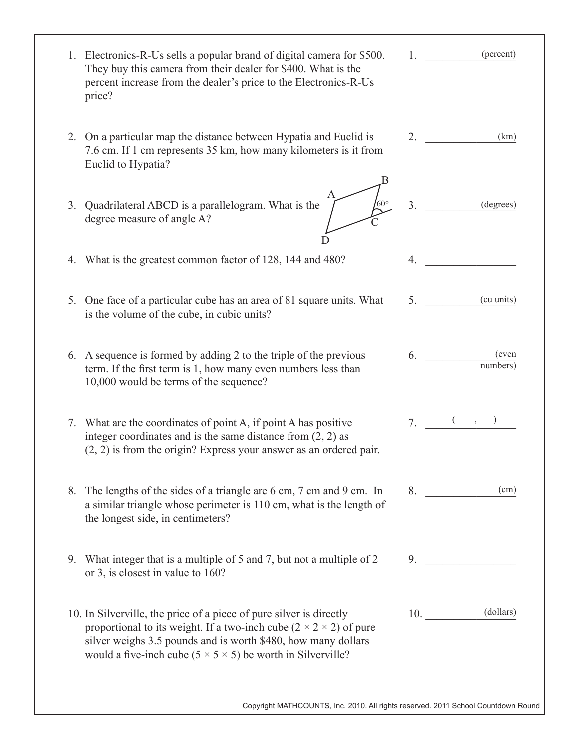1. Electronics-R-Us sells a popular brand of digital camera for \$500. They buy this camera from their dealer for \$400. What is the percent increase from the dealer's price to the Electronics-R-Us price?

   1. ________________ (percent)

2. On a particular map the distance between Hypatia and Euclid is 7.6 cm. If 1 cm represents 35 km, how many kilometers is it from Euclid to Hypatia?

   2. ________________ (km)

3. Quadrilateral ABCD is a parallelogram. What is the degree measure of angle A?

   3. ________________ (degrees)

   (Figure labels: A, B, C, D, 60°)

4. What is the greatest common factor of 128, 144 and 480?

   4. ________________

5. One face of a particular cube has an area of 81 square units. What is the volume of the cube, in cubic units?

   5. ________________ (cu units)

6. A sequence is formed by adding 2 to the triple of the previous term. If the first term is 1, how many even numbers less than 10,000 would be terms of the sequence?

   6. ________________ (even numbers)

7. What are the coordinates of point A, if point A has positive integer coordinates and is the same distance from (2, 2) as (2, 2) is from the origin? Express your answer as an ordered pair.

   7. ( , )

8. The lengths of the sides of a triangle are 6 cm, 7 cm and 9 cm. In a similar triangle whose perimeter is 110 cm, what is the length of the longest side, in centimeters?

   8. ________________ (cm)

9. What integer that is a multiple of 5 and 7, but not a multiple of 2 or 3, is closest in value to 160?

   9. ________________

10. In Silverville, the price of a piece of pure silver is directly proportional to its weight. If a two-inch cube ($2 \times 2 \times 2$) of pure silver weighs 3.5 pounds and is worth \$480, how many dollars would a five-inch cube ($5 \times 5 \times 5$) be worth in Silverville?

    10. ________________ (dollars)

Copyright MATHCOUNTS, Inc. 2010. All rights reserved. 2011 School Countdown Round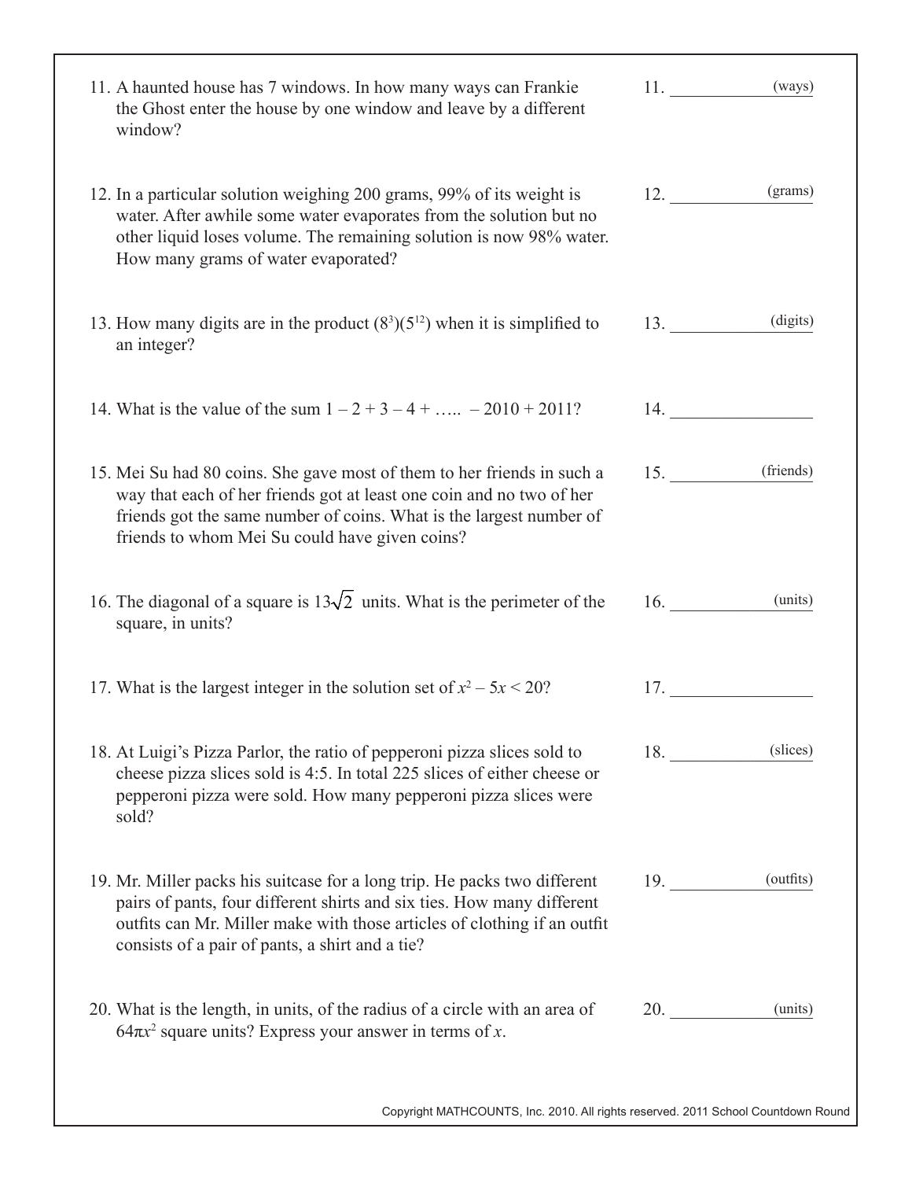11. A haunted house has 7 windows. In how many ways can Frankie the Ghost enter the house by one window and leave by a different window?

    11. ____________ (ways)

12. In a particular solution weighing 200 grams, 99% of its weight is water. After awhile some water evaporates from the solution but no other liquid loses volume. The remaining solution is now 98% water. How many grams of water evaporated?

    12. ____________ (grams)

13. How many digits are in the product $(8^3)(5^{12})$ when it is simplified to an integer?

    13. ____________ (digits)

14. What is the value of the sum $1 - 2 + 3 - 4 + \ldots.. - 2010 + 2011$?

    14. ____________

15. Mei Su had 80 coins. She gave most of them to her friends in such a way that each of her friends got at least one coin and no two of her friends got the same number of coins. What is the largest number of friends to whom Mei Su could have given coins?

    15. ____________ (friends)

16. The diagonal of a square is $13\sqrt{2}$ units. What is the perimeter of the square, in units?

    16. ____________ (units)

17. What is the largest integer in the solution set of $x^2 - 5x < 20$?

    17. ____________

18. At Luigi's Pizza Parlor, the ratio of pepperoni pizza slices sold to cheese pizza slices sold is 4:5. In total 225 slices of either cheese or pepperoni pizza were sold. How many pepperoni pizza slices were sold?

    18. ____________ (slices)

19. Mr. Miller packs his suitcase for a long trip. He packs two different pairs of pants, four different shirts and six ties. How many different outfits can Mr. Miller make with those articles of clothing if an outfit consists of a pair of pants, a shirt and a tie?

    19. ____________ (outfits)

20. What is the length, in units, of the radius of a circle with an area of $64\pi x^2$ square units? Express your answer in terms of $x$.

    20. ____________ (units)

Copyright MATHCOUNTS, Inc. 2010. All rights reserved. 2011 School Countdown Round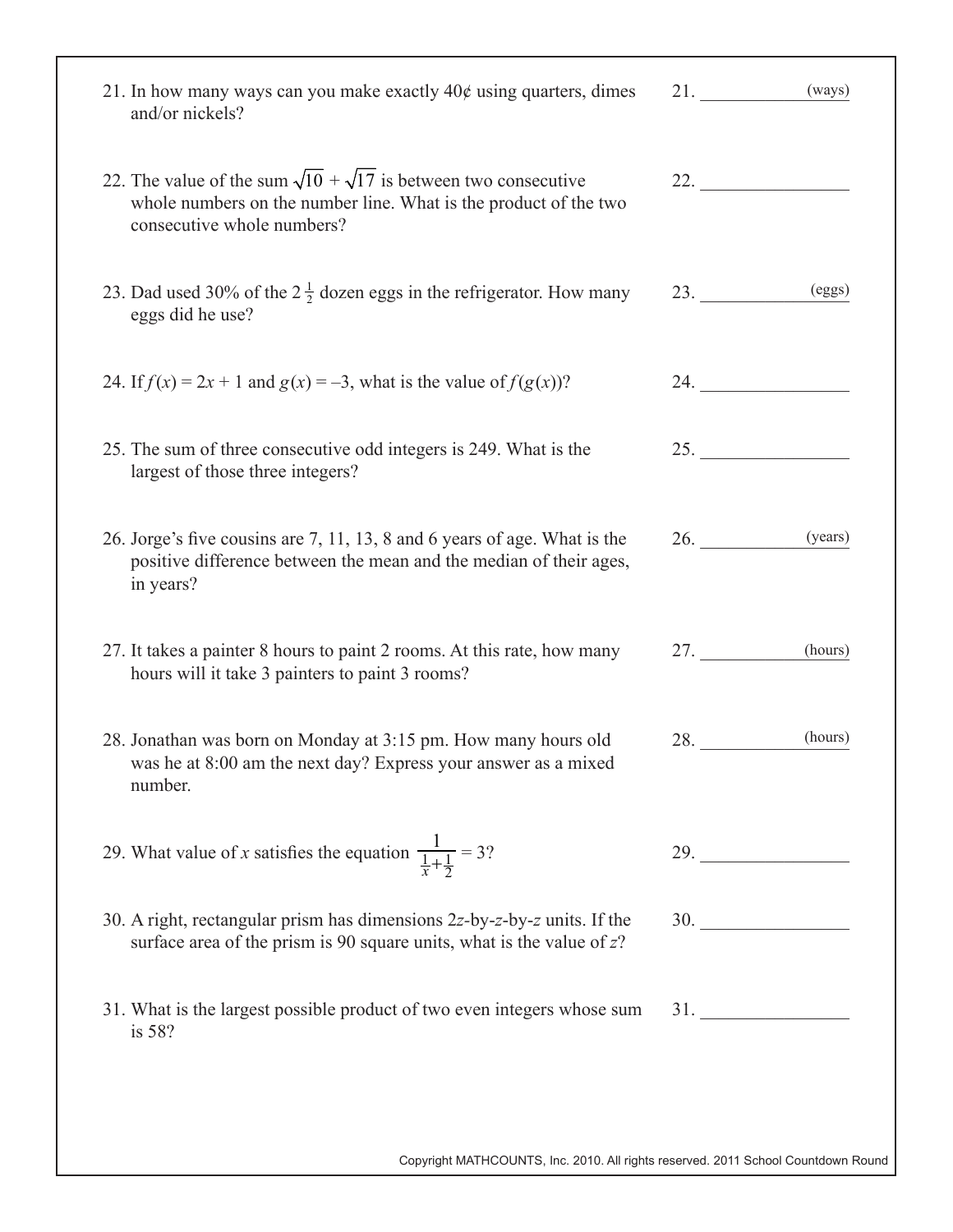21. In how many ways can you make exactly 40¢ using quarters, dimes and/or nickels? 21. ____________ (ways)

22. The value of the sum $\sqrt{10} + \sqrt{17}$ is between two consecutive whole numbers on the number line. What is the product of the two consecutive whole numbers? 22. ____________

23. Dad used 30% of the $2\frac{1}{2}$ dozen eggs in the refrigerator. How many eggs did he use? 23. ____________ (eggs)

24. If $f(x) = 2x + 1$ and $g(x) = -3$, what is the value of $f(g(x))$? 24. ____________

25. The sum of three consecutive odd integers is 249. What is the largest of those three integers? 25. ____________

26. Jorge's five cousins are 7, 11, 13, 8 and 6 years of age. What is the positive difference between the mean and the median of their ages, in years? 26. ____________ (years)

27. It takes a painter 8 hours to paint 2 rooms. At this rate, how many hours will it take 3 painters to paint 3 rooms? 27. ____________ (hours)

28. Jonathan was born on Monday at 3:15 pm. How many hours old was he at 8:00 am the next day? Express your answer as a mixed number. 28. ____________ (hours)

29. What value of $x$ satisfies the equation $\dfrac{1}{\frac{1}{x}+\frac{1}{2}} = 3$? 29. ____________

30. A right, rectangular prism has dimensions $2z$-by-$z$-by-$z$ units. If the surface area of the prism is 90 square units, what is the value of $z$? 30. ____________

31. What is the largest possible product of two even integers whose sum is 58? 31. ____________

Copyright MATHCOUNTS, Inc. 2010. All rights reserved. 2011 School Countdown Round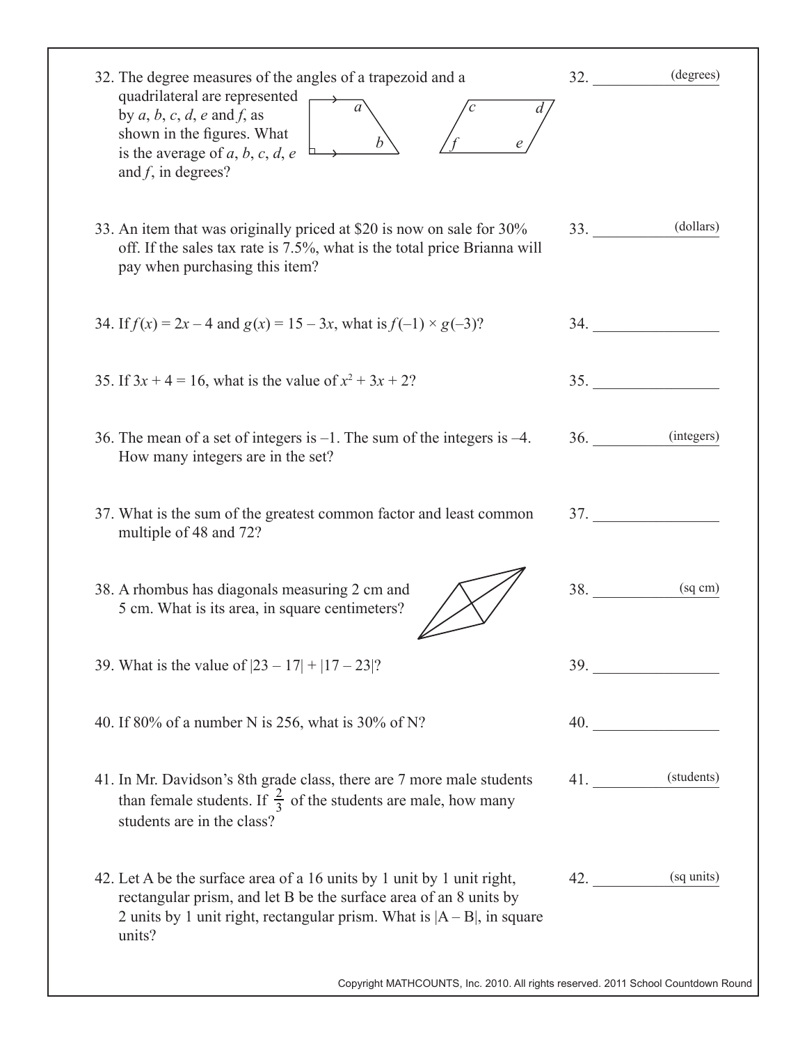32. The degree measures of the angles of a trapezoid and a quadrilateral are represented by $a$, $b$, $c$, $d$, $e$ and $f$, as shown in the figures. What is the average of $a$, $b$, $c$, $d$, $e$ and $f$, in degrees?

32. ____________ (degrees)

33. An item that was originally priced at \$20 is now on sale for 30% off. If the sales tax rate is 7.5%, what is the total price Brianna will pay when purchasing this item?

33. ____________ (dollars)

34. If $f(x) = 2x - 4$ and $g(x) = 15 - 3x$, what is $f(-1) \times g(-3)$?

34. ____________

35. If $3x + 4 = 16$, what is the value of $x^2 + 3x + 2$?

35. ____________

36. The mean of a set of integers is $-1$. The sum of the integers is $-4$. How many integers are in the set?

36. ____________ (integers)

37. What is the sum of the greatest common factor and least common multiple of 48 and 72?

37. ____________

38. A rhombus has diagonals measuring 2 cm and 5 cm. What is its area, in square centimeters?

38. ____________ (sq cm)

39. What is the value of $|23 - 17| + |17 - 23|$?

39. ____________

40. If 80% of a number N is 256, what is 30% of N?

40. ____________

41. In Mr. Davidson's 8th grade class, there are 7 more male students than female students. If $\frac{2}{3}$ of the students are male, how many students are in the class?

41. ____________ (students)

42. Let A be the surface area of a 16 units by 1 unit by 1 unit right, rectangular prism, and let B be the surface area of an 8 units by 2 units by 1 unit right, rectangular prism. What is $|A - B|$, in square units?

42. ____________ (sq units)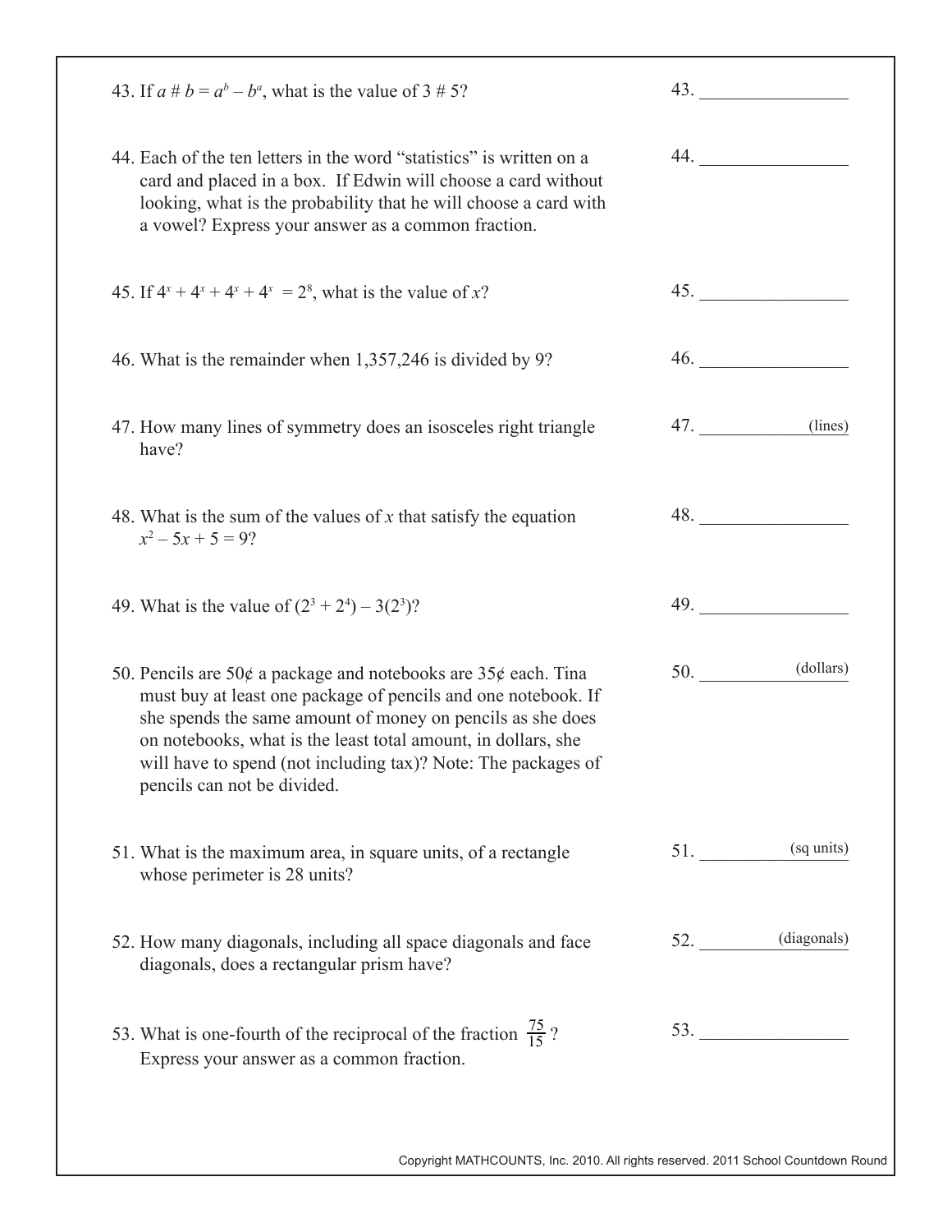43. If $a \# b = a^b - b^a$, what is the value of $3 \# 5$?

43. ________________

44. Each of the ten letters in the word "statistics" is written on a card and placed in a box. If Edwin will choose a card without looking, what is the probability that he will choose a card with a vowel? Express your answer as a common fraction.

44. ________________

45. If $4^x + 4^x + 4^x + 4^x = 2^8$, what is the value of $x$?

45. ________________

46. What is the remainder when 1,357,246 is divided by 9?

46. ________________

47. How many lines of symmetry does an isosceles right triangle have?

47. ________________ (lines)

48. What is the sum of the values of $x$ that satisfy the equation $x^2 - 5x + 5 = 9$?

48. ________________

49. What is the value of $(2^3 + 2^4) - 3(2^3)$?

49. ________________

50. Pencils are 50¢ a package and notebooks are 35¢ each. Tina must buy at least one package of pencils and one notebook. If she spends the same amount of money on pencils as she does on notebooks, what is the least total amount, in dollars, she will have to spend (not including tax)? Note: The packages of pencils can not be divided.

50. ________________ (dollars)

51. What is the maximum area, in square units, of a rectangle whose perimeter is 28 units?

51. ________________ (sq units)

52. How many diagonals, including all space diagonals and face diagonals, does a rectangular prism have?

52. ________________ (diagonals)

53. What is one-fourth of the reciprocal of the fraction $\frac{75}{15}$? Express your answer as a common fraction.

53. ________________

Copyright MATHCOUNTS, Inc. 2010. All rights reserved. 2011 School Countdown Round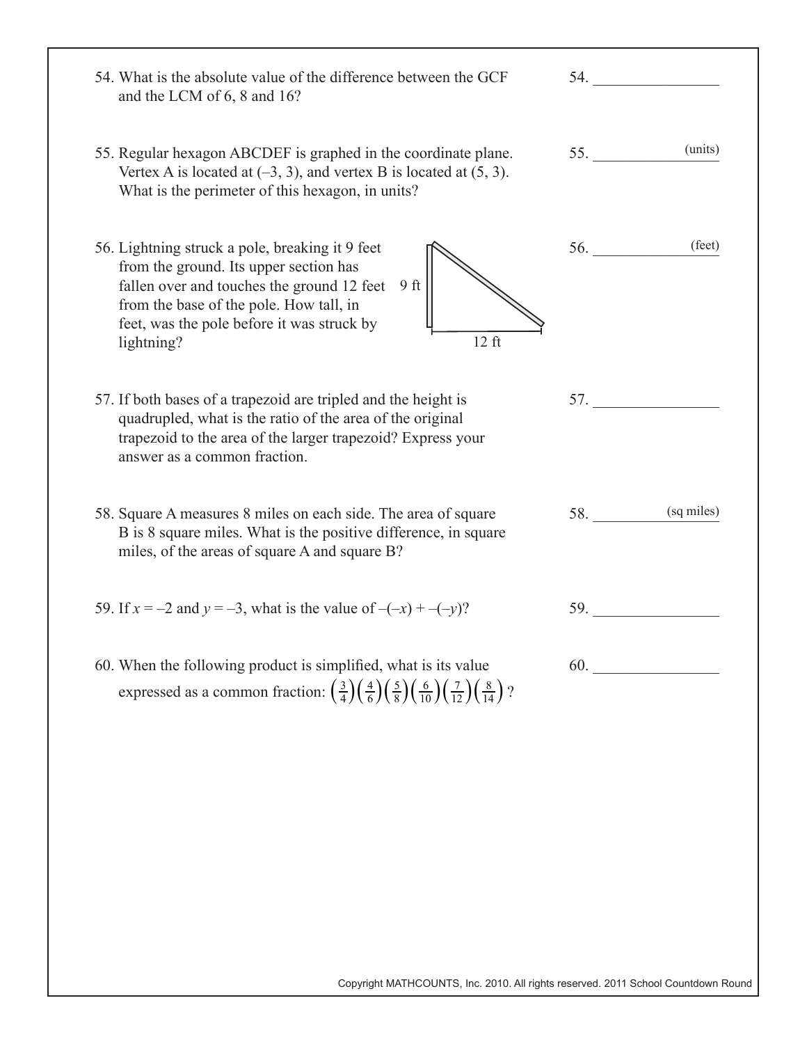54. What is the absolute value of the difference between the GCF and the LCM of 6, 8 and 16?

54. ________________

55. Regular hexagon ABCDEF is graphed in the coordinate plane. Vertex A is located at $(-3, 3)$, and vertex B is located at $(5, 3)$. What is the perimeter of this hexagon, in units?

55. ________________ (units)

56. Lightning struck a pole, breaking it 9 feet from the ground. Its upper section has fallen over and touches the ground 12 feet from the base of the pole. How tall, in feet, was the pole before it was struck by lightning?

9 ft

12 ft

56. ________________ (feet)

57. If both bases of a trapezoid are tripled and the height is quadrupled, what is the ratio of the area of the original trapezoid to the area of the larger trapezoid? Express your answer as a common fraction.

57. ________________

58. Square A measures 8 miles on each side. The area of square B is 8 square miles. What is the positive difference, in square miles, of the areas of square A and square B?

58. ________________ (sq miles)

59. If $x = -2$ and $y = -3$, what is the value of $-(-x) + -(-y)$?

59. ________________

60. When the following product is simplified, what is its value expressed as a common fraction: $\left(\frac{3}{4}\right)\left(\frac{4}{6}\right)\left(\frac{5}{8}\right)\left(\frac{6}{10}\right)\left(\frac{7}{12}\right)\left(\frac{8}{14}\right)$?

60. ________________

Copyright MATHCOUNTS, Inc. 2010. All rights reserved. 2011 School Countdown Round